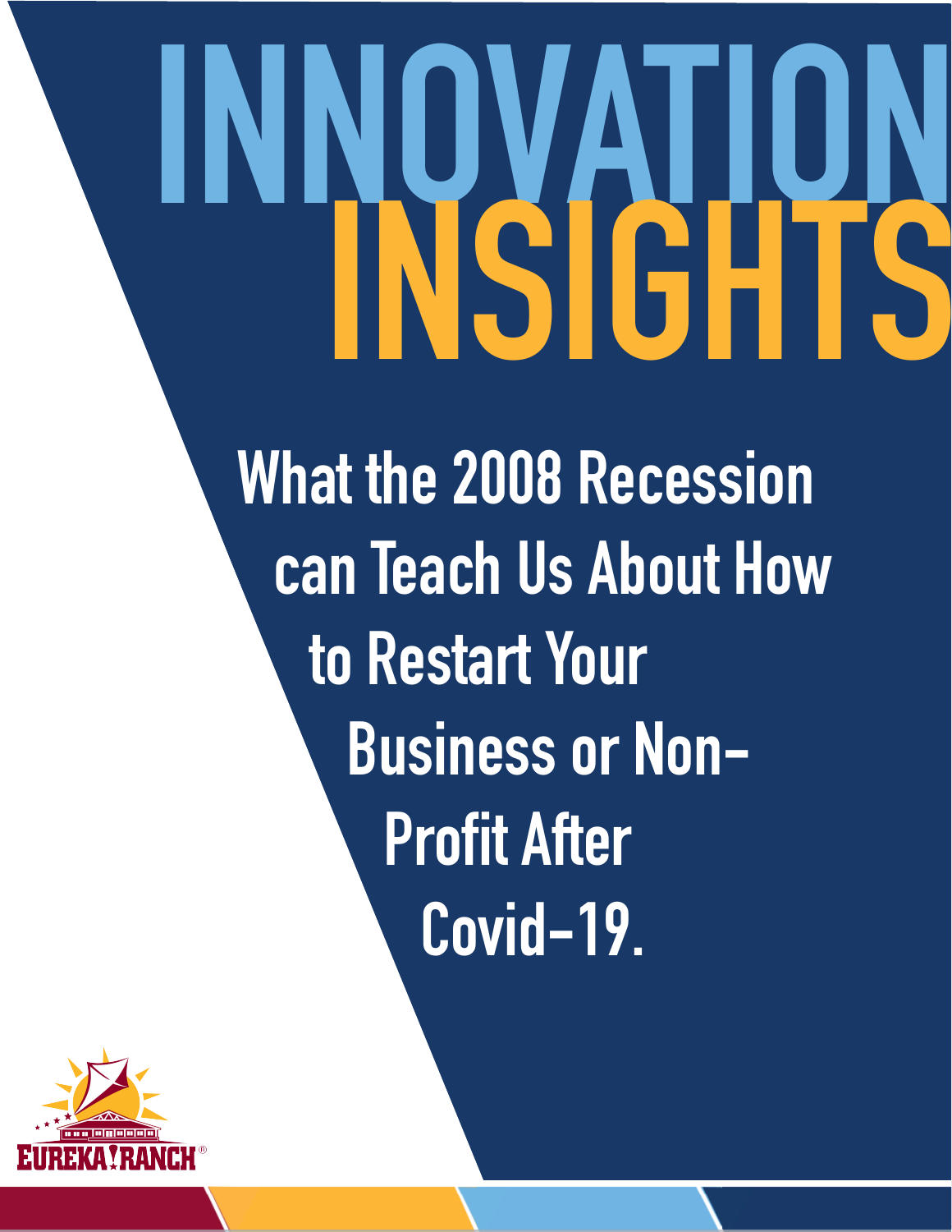# INNOVATION INSIGHTS

## What the 2008 Recession can Teach Us About How to Restart Your Business or Non-Profit After Covid-19.

EUREKA! RANCH®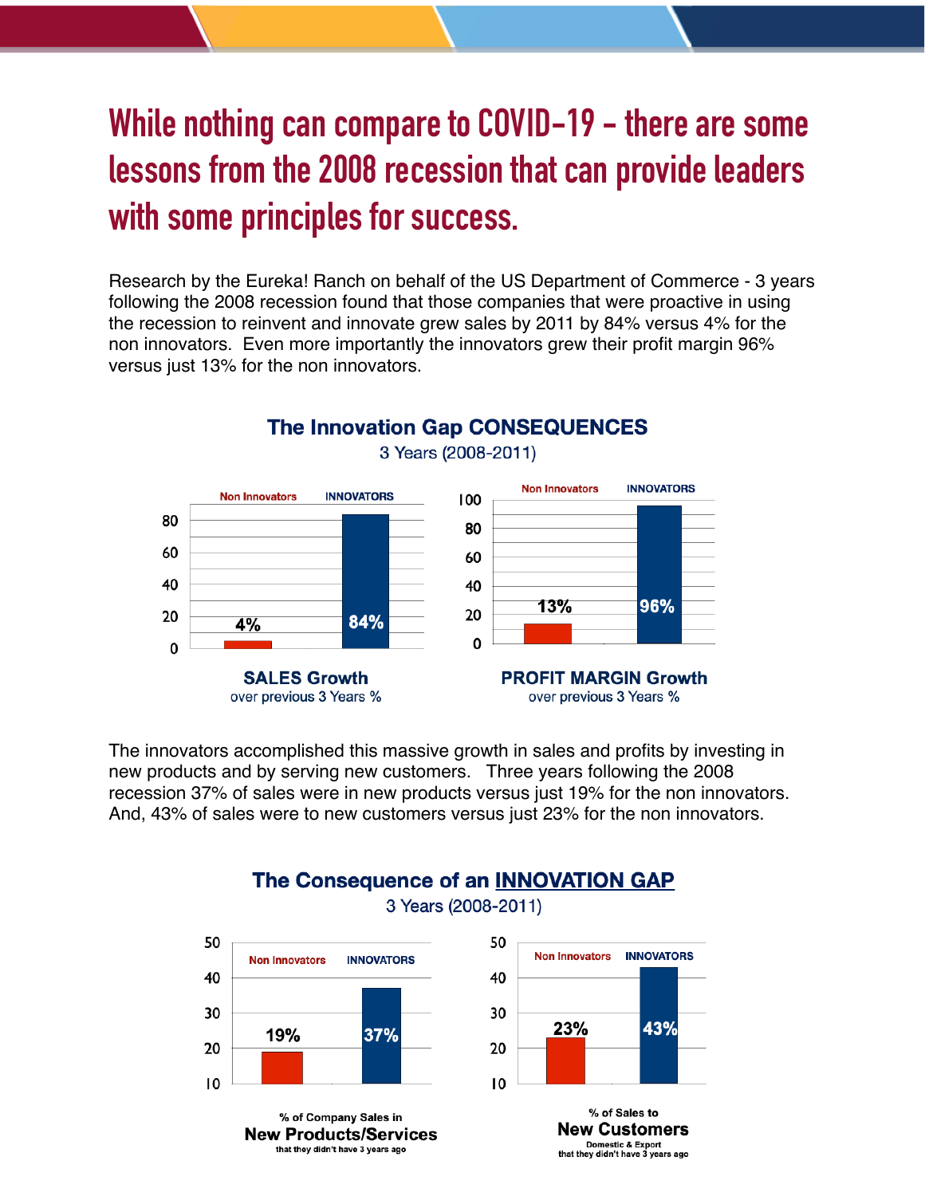# While nothing can compare to COVID-19 - there are some lessons from the 2008 recession that can provide leaders with some principles for success.

Research by the Eureka! Ranch on behalf of the US Department of Commerce - 3 years following the 2008 recession found that those companies that were proactive in using the recession to reinvent and innovate grew sales by 2011 by 84% versus 4% for the non innovators. Even more importantly the innovators grew their profit margin 96% versus just 13% for the non innovators.

**The Innovation Gap CONSEQUENCES**
3 Years (2008-2011)

| | Non Innovators | INNOVATORS |
|---|---|---|
| **SALES Growth** over previous 3 Years % | 4% | 84% |
| **PROFIT MARGIN Growth** over previous 3 Years % | 13% | 96% |

The innovators accomplished this massive growth in sales and profits by investing in new products and by serving new customers. Three years following the 2008 recession 37% of sales were in new products versus just 19% for the non innovators. And, 43% of sales were to new customers versus just 23% for the non innovators.

**The Consequence of an INNOVATION GAP**
3 Years (2008-2011)

| | Non Innovators | INNOVATORS |
|---|---|---|
| % of Company Sales in **New Products/Services** that they didn't have 3 years ago | 19% | 37% |
| % of Sales to **New Customers** Domestic & Export that they didn't have 3 years ago | 23% | 43% |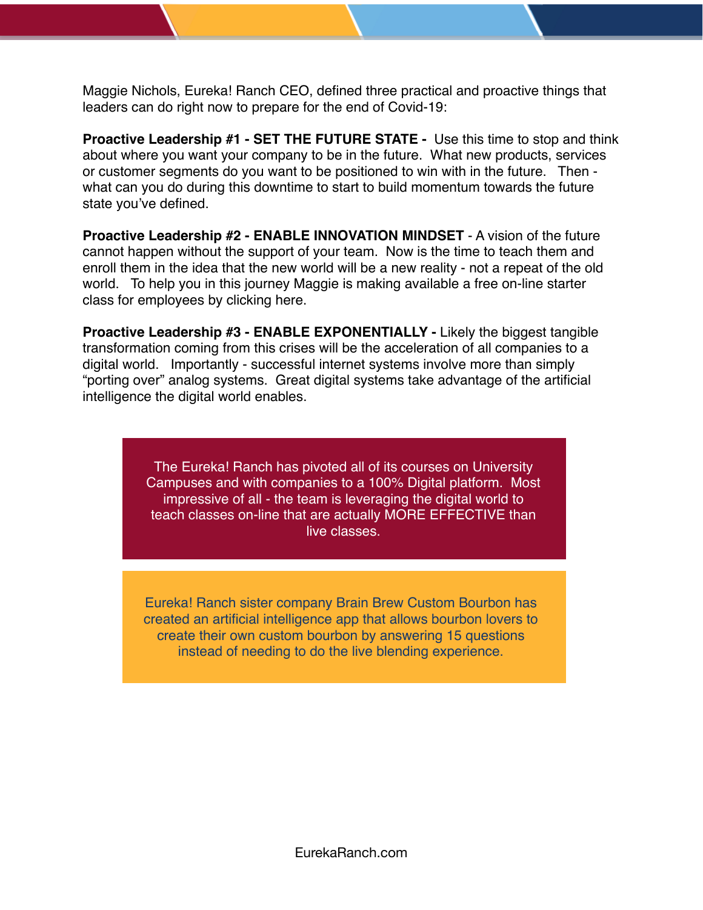Maggie Nichols, Eureka! Ranch CEO, defined three practical and proactive things that leaders can do right now to prepare for the end of Covid-19:

**Proactive Leadership #1 - SET THE FUTURE STATE -** Use this time to stop and think about where you want your company to be in the future. What new products, services or customer segments do you want to be positioned to win with in the future. Then - what can you do during this downtime to start to build momentum towards the future state you've defined.

**Proactive Leadership #2 - ENABLE INNOVATION MINDSET** - A vision of the future cannot happen without the support of your team. Now is the time to teach them and enroll them in the idea that the new world will be a new reality - not a repeat of the old world. To help you in this journey Maggie is making available a free on-line starter class for employees by clicking here.

**Proactive Leadership #3 - ENABLE EXPONENTIALLY -** Likely the biggest tangible transformation coming from this crises will be the acceleration of all companies to a digital world. Importantly - successful internet systems involve more than simply "porting over" analog systems. Great digital systems take advantage of the artificial intelligence the digital world enables.

> The Eureka! Ranch has pivoted all of its courses on University Campuses and with companies to a 100% Digital platform. Most impressive of all - the team is leveraging the digital world to teach classes on-line that are actually MORE EFFECTIVE than live classes.

> Eureka! Ranch sister company Brain Brew Custom Bourbon has created an artificial intelligence app that allows bourbon lovers to create their own custom bourbon by answering 15 questions instead of needing to do the live blending experience.

EurekaRanch.com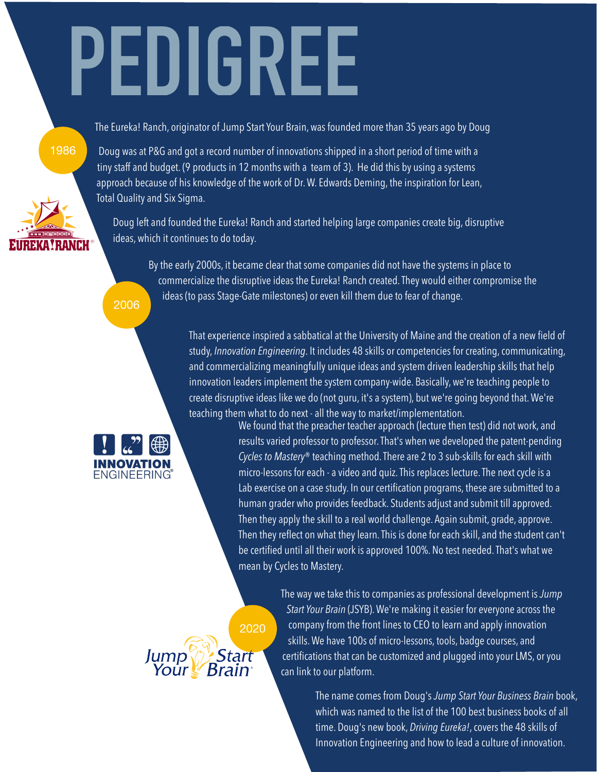# PEDIGREE

The Eureka! Ranch, originator of Jump Start Your Brain, was founded more than 35 years ago by Doug

1986

Doug was at P&G and got a record number of innovations shipped in a short period of time with a tiny staff and budget. (9 products in 12 months with a team of 3). He did this by using a systems approach because of his knowledge of the work of Dr. W. Edwards Deming, the inspiration for Lean, Total Quality and Six Sigma.

EUREKA! RANCH®

Doug left and founded the Eureka! Ranch and started helping large companies create big, disruptive ideas, which it continues to do today.

By the early 2000s, it became clear that some companies did not have the systems in place to commercialize the disruptive ideas the Eureka! Ranch created. They would either compromise the ideas (to pass Stage-Gate milestones) or even kill them due to fear of change.

2006

That experience inspired a sabbatical at the University of Maine and the creation of a new field of study, *Innovation Engineering*. It includes 48 skills or competencies for creating, communicating, and commercializing meaningfully unique ideas and system driven leadership skills that help innovation leaders implement the system company-wide. Basically, we're teaching people to create disruptive ideas like we do (not guru, it's a system), but we're going beyond that. We're teaching them what to do next - all the way to market/implementation.

INNOVATION ENGINEERING®

We found that the preacher teacher approach (lecture then test) did not work, and results varied professor to professor. That's when we developed the patent-pending *Cycles to Mastery®* teaching method. There are 2 to 3 sub-skills for each skill with micro-lessons for each - a video and quiz. This replaces lecture. The next cycle is a Lab exercise on a case study. In our certification programs, these are submitted to a human grader who provides feedback. Students adjust and submit till approved. Then they apply the skill to a real world challenge. Again submit, grade, approve. Then they reflect on what they learn. This is done for each skill, and the student can't be certified until all their work is approved 100%. No test needed. That's what we mean by Cycles to Mastery.

2020

Jump Start Your Brain®

The way we take this to companies as professional development is *Jump Start Your Brain* (JSYB). We're making it easier for everyone across the company from the front lines to CEO to learn and apply innovation skills. We have 100s of micro-lessons, tools, badge courses, and certifications that can be customized and plugged into your LMS, or you can link to our platform.

The name comes from Doug's *Jump Start Your Business Brain* book, which was named to the list of the 100 best business books of all time. Doug's new book, *Driving Eureka!*, covers the 48 skills of Innovation Engineering and how to lead a culture of innovation.